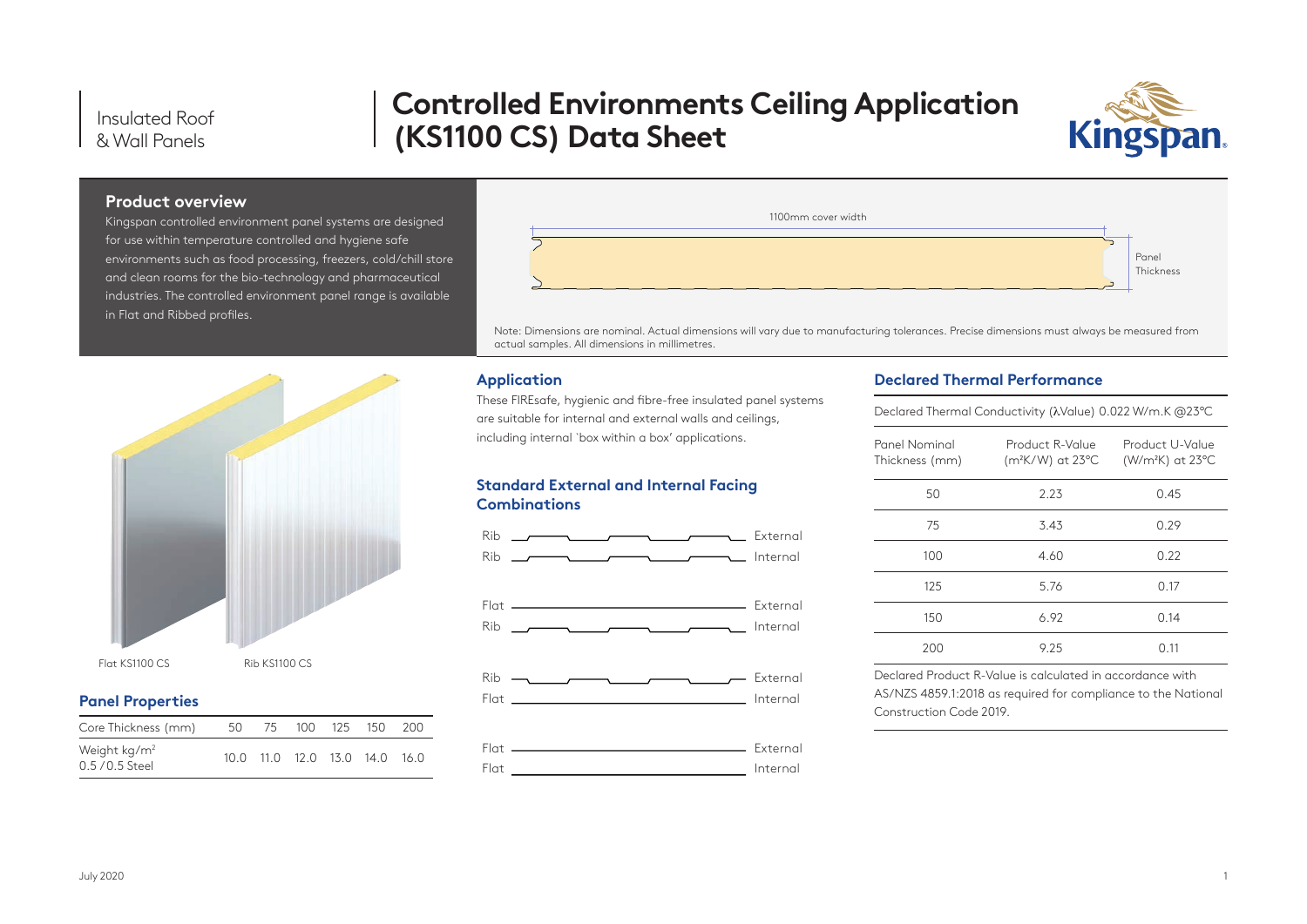Insulated Roof & Wall Panels

# Controlled Environments Ceiling Application (KS1100 CS) Data Sheet

## Product overview

Kingspan controlled environment panel systems are designed for use within temperature controlled and hygiene safe environments such as food processing, freezers, cold/chill store and clean rooms for the bio-technology and pharmaceutical industries. The controlled environment panel range is available in Flat and Ribbed profiles.

1100mm cover width

Panel Thickness

Note: Dimensions are nominal. Actual dimensions will vary due to manufacturing tolerances. Precise dimensions must always be measured from actual samples. All dimensions in millimetres.

Flat KS1100 CS

Rib KS1100 CS

## Panel Properties

| Core Thickness (mm) | 50 | 75 | 100 | 125 | 150 | 200 |
|---|---|---|---|---|---|---|
| Weight kg/m² 0.5 / 0.5 Steel | 10.0 | 11.0 | 12.0 | 13.0 | 14.0 | 16.0 |

## Application

These FIREsafe, hygienic and fibre-free insulated panel systems are suitable for internal and external walls and ceilings, including internal 'box within a box' applications.

## Standard External and Internal Facing Combinations

- Rib External / Rib Internal
- Flat External / Rib Internal
- Rib External / Flat Internal
- Flat External / Flat Internal

## Declared Thermal Performance

Declared Thermal Conductivity (λValue) 0.022 W/m.K @23°C

| Panel Nominal Thickness (mm) | Product R-Value (m²K/W) at 23°C | Product U-Value (W/m²K) at 23°C |
|---|---|---|
| 50 | 2.23 | 0.45 |
| 75 | 3.43 | 0.29 |
| 100 | 4.60 | 0.22 |
| 125 | 5.76 | 0.17 |
| 150 | 6.92 | 0.14 |
| 200 | 9.25 | 0.11 |

Declared Product R-Value is calculated in accordance with AS/NZS 4859.1:2018 as required for compliance to the National Construction Code 2019.

July 2020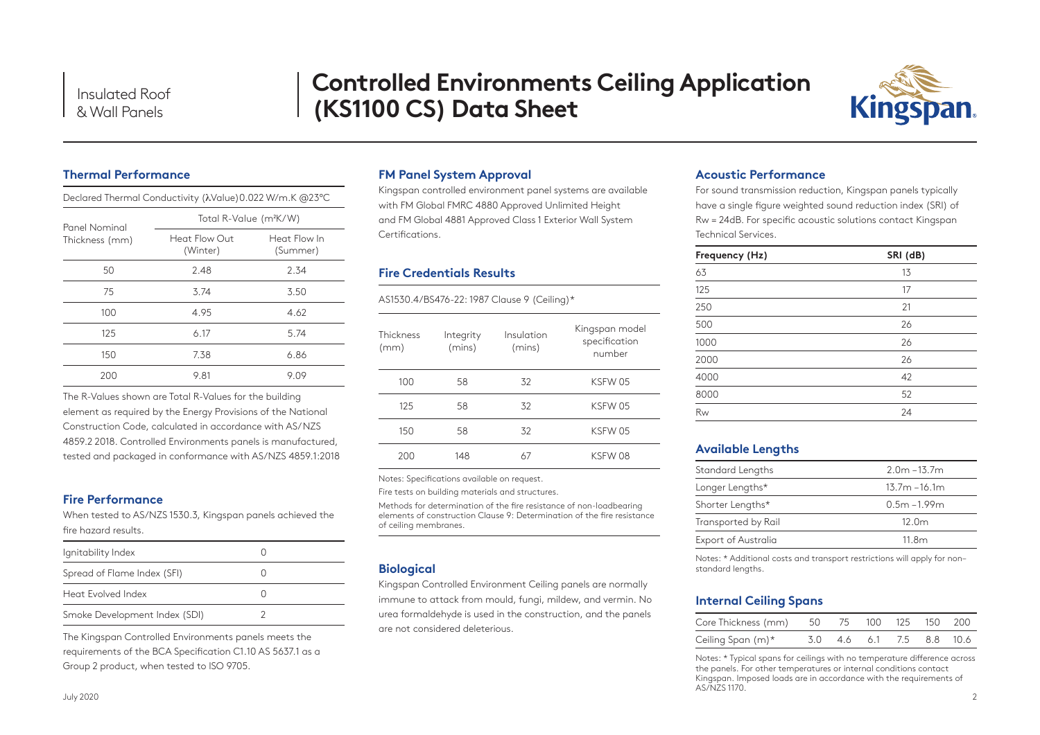# Controlled Environments Ceiling Application (KS1100 CS) Data Sheet

## Thermal Performance

Declared Thermal Conductivity (λValue) 0.022 W/m.K @23°C

| Panel Nominal Thickness (mm) | Total R-Value (m²K/W) | |
|---|---|---|
| | Heat Flow Out (Winter) | Heat Flow In (Summer) |
| 50 | 2.48 | 2.34 |
| 75 | 3.74 | 3.50 |
| 100 | 4.95 | 4.62 |
| 125 | 6.17 | 5.74 |
| 150 | 7.38 | 6.86 |
| 200 | 9.81 | 9.09 |

The R-Values shown are Total R-Values for the building element as required by the Energy Provisions of the National Construction Code, calculated in accordance with AS/NZS 4859.2 2018. Controlled Environments panels is manufactured, tested and packaged in conformance with AS/NZS 4859.1:2018

## Fire Performance

When tested to AS/NZS 1530.3, Kingspan panels achieved the fire hazard results.

| | |
|---|---|
| Ignitability Index | 0 |
| Spread of Flame Index (SFI) | 0 |
| Heat Evolved Index | 0 |
| Smoke Development Index (SDI) | 2 |

The Kingspan Controlled Environments panels meets the requirements of the BCA Specification C1.10 AS 5637.1 as a Group 2 product, when tested to ISO 9705.

## FM Panel System Approval

Kingspan controlled environment panel systems are available with FM Global FMRC 4880 Approved Unlimited Height and FM Global 4881 Approved Class 1 Exterior Wall System Certifications.

## Fire Credentials Results

AS1530.4/BS476-22: 1987 Clause 9 (Ceiling)*

| Thickness (mm) | Integrity (mins) | Insulation (mins) | Kingspan model specification number |
|---|---|---|---|
| 100 | 58 | 32 | KSFW 05 |
| 125 | 58 | 32 | KSFW 05 |
| 150 | 58 | 32 | KSFW 05 |
| 200 | 148 | 67 | KSFW 08 |

Notes: Specifications available on request.

Fire tests on building materials and structures.

Methods for determination of the fire resistance of non-loadbearing elements of construction Clause 9: Determination of the fire resistance of ceiling membranes.

## Biological

Kingspan Controlled Environment Ceiling panels are normally immune to attack from mould, fungi, mildew, and vermin. No urea formaldehyde is used in the construction, and the panels are not considered deleterious.

## Acoustic Performance

For sound transmission reduction, Kingspan panels typically have a single figure weighted sound reduction index (SRI) of Rw = 24dB. For specific acoustic solutions contact Kingspan Technical Services.

| Frequency (Hz) | SRI (dB) |
|---|---|
| 63 | 13 |
| 125 | 17 |
| 250 | 21 |
| 500 | 26 |
| 1000 | 26 |
| 2000 | 26 |
| 4000 | 42 |
| 8000 | 52 |
| Rw | 24 |

## Available Lengths

| | |
|---|---|
| Standard Lengths | 2.0m – 13.7m |
| Longer Lengths* | 13.7m – 16.1m |
| Shorter Lengths* | 0.5m – 1.99m |
| Transported by Rail | 12.0m |
| Export of Australia | 11.8m |

Notes: * Additional costs and transport restrictions will apply for non-standard lengths.

## Internal Ceiling Spans

| Core Thickness (mm) | 50 | 75 | 100 | 125 | 150 | 200 |
|---|---|---|---|---|---|---|
| Ceiling Span (m)* | 3.0 | 4.6 | 6.1 | 7.5 | 8.8 | 10.6 |

Notes: * Typical spans for ceilings with no temperature difference across the panels. For other temperatures or internal conditions contact Kingspan. Imposed loads are in accordance with the requirements of AS/NZS 1170.

July 2020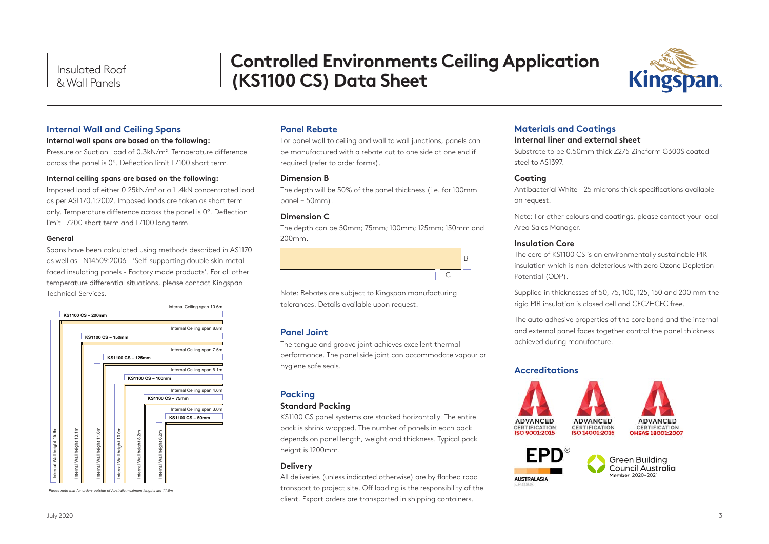# Controlled Environments Ceiling Application (KS1100 CS) Data Sheet

## Internal Wall and Ceiling Spans

**Internal wall spans are based on the following:**

Pressure or Suction Load of 0.3kN/m². Temperature difference across the panel is 0°. Deflection limit L/100 short term.

**Internal ceiling spans are based on the following:**

Imposed load of either 0.25kN/m² or a 1 .4kN concentrated load as per ASI 170.1:2002. Imposed loads are taken as short term only. Temperature difference across the panel is 0°. Deflection limit L/200 short term and L/100 long term.

**General**

Spans have been calculated using methods described in AS1170 as well as EN14509:2006 – 'Self-supporting double skin metal faced insulating panels - Factory made products'. For all other temperature differential situations, please contact Kingspan Technical Services.

| Panel | Internal Ceiling span | Internal Wall height |
| --- | --- | --- |
| KS1100 CS – 200mm | 10.6m | 15.9m |
| KS1100 CS – 150mm | 8.8m | 13.1m |
| KS1100 CS – 125mm | 7.5m | 11.6m |
| KS1100 CS – 100mm | 6.1m | 10.0m |
| KS1100 CS – 75mm | 4.6m | 8.2m |
| KS1100 CS – 50mm | 3.0m | 6.2m |

*Please note that for orders outside of Australia maximum lengths are 11.8m*

## Panel Rebate

For panel wall to ceiling and wall to wall junctions, panels can be manufactured with a rebate cut to one side at one end if required (refer to order forms).

### Dimension B

The depth will be 50% of the panel thickness (i.e. for 100mm panel = 50mm).

### Dimension C

The depth can be 50mm; 75mm; 100mm; 125mm; 150mm and 200mm.

Note: Rebates are subject to Kingspan manufacturing tolerances. Details available upon request.

## Panel Joint

The tongue and groove joint achieves excellent thermal performance. The panel side joint can accommodate vapour or hygiene safe seals.

## Packing

### Standard Packing

KS1100 CS panel systems are stacked horizontally. The entire pack is shrink wrapped. The number of panels in each pack depends on panel length, weight and thickness. Typical pack height is 1200mm.

### Delivery

All deliveries (unless indicated otherwise) are by flatbed road transport to project site. Off loading is the responsibility of the client. Export orders are transported in shipping containers.

## Materials and Coatings

### Internal liner and external sheet

Substrate to be 0.50mm thick Z275 Zincform G300S coated steel to AS1397.

### Coating

Antibacterial White – 25 microns thick specifications available on request.

Note: For other colours and coatings, please contact your local Area Sales Manager.

### Insulation Core

The core of KS1100 CS is an environmentally sustainable PIR insulation which is non-deleterious with zero Ozone Depletion Potential (ODP).

Supplied in thicknesses of 50, 75, 100, 125, 150 and 200 mm the rigid PIR insulation is closed cell and CFC/HCFC free.

The auto adhesive properties of the core bond and the internal and external panel faces together control the panel thickness achieved during manufacture.

## Accreditations

ADVANCED CERTIFICATION ISO 9001:2015

ADVANCED CERTIFICATION ISO 14001:2015

ADVANCED CERTIFICATION OHSAS 18001:2007

EPD AUSTRALASIA S-P-00845

Green Building Council Australia Member 2020–2021

July 2020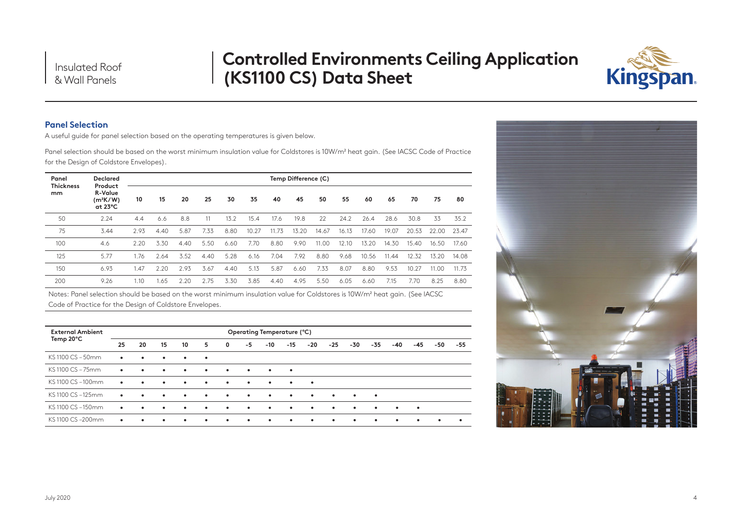# Controlled Environments Ceiling Application (KS1100 CS) Data Sheet

## Panel Selection

A useful guide for panel selection based on the operating temperatures is given below.

Panel selection should be based on the worst minimum insulation value for Coldstores is 10W/m² heat gain. (See IACSC Code of Practice for the Design of Coldstore Envelopes).

| Panel Thickness mm | Declared Product R-Value (m²K/W) at 23°C | Temp Difference (C) | | | | | | | | | | | | | | |
|---|---|---|---|---|---|---|---|---|---|---|---|---|---|---|---|---|
| | | 10 | 15 | 20 | 25 | 30 | 35 | 40 | 45 | 50 | 55 | 60 | 65 | 70 | 75 | 80 |
| 50 | 2.24 | 4.4 | 6.6 | 8.8 | 11 | 13.2 | 15.4 | 17.6 | 19.8 | 22 | 24.2 | 26.4 | 28.6 | 30.8 | 33 | 35.2 |
| 75 | 3.44 | 2.93 | 4.40 | 5.87 | 7.33 | 8.80 | 10.27 | 11.73 | 13.20 | 14.67 | 16.13 | 17.60 | 19.07 | 20.53 | 22.00 | 23.47 |
| 100 | 4.6 | 2.20 | 3.30 | 4.40 | 5.50 | 6.60 | 7.70 | 8.80 | 9.90 | 11.00 | 12.10 | 13.20 | 14.30 | 15.40 | 16.50 | 17.60 |
| 125 | 5.77 | 1.76 | 2.64 | 3.52 | 4.40 | 5.28 | 6.16 | 7.04 | 7.92 | 8.80 | 9.68 | 10.56 | 11.44 | 12.32 | 13.20 | 14.08 |
| 150 | 6.93 | 1.47 | 2.20 | 2.93 | 3.67 | 4.40 | 5.13 | 5.87 | 6.60 | 7.33 | 8.07 | 8.80 | 9.53 | 10.27 | 11.00 | 11.73 |
| 200 | 9.26 | 1.10 | 1.65 | 2.20 | 2.75 | 3.30 | 3.85 | 4.40 | 4.95 | 5.50 | 6.05 | 6.60 | 7.15 | 7.70 | 8.25 | 8.80 |

Notes: Panel selection should be based on the worst minimum insulation value for Coldstores is 10W/m² heat gain. (See IACSC Code of Practice for the Design of Coldstore Envelopes.

| External Ambient Temp 20°C | Operating Temperature (°C) | | | | | | | | | | | | | | | |
|---|---|---|---|---|---|---|---|---|---|---|---|---|---|---|---|---|
| | 25 | 20 | 15 | 10 | 5 | 0 | -5 | -10 | -15 | -20 | -25 | -30 | -35 | -40 | -45 | -50 | -55 |
| KS1100 CS – 50mm | • | • | • | • | • | | | | | | | | | | | | |
| KS1100 CS – 75mm | • | • | • | • | • | • | • | • | • | | | | | | | | |
| KS1100 CS – 100mm | • | • | • | • | • | • | • | • | • | • | | | | | | | |
| KS1100 CS – 125mm | • | • | • | • | • | • | • | • | • | • | • | • | • | | | | |
| KS1100 CS – 150mm | • | • | • | • | • | • | • | • | • | • | • | • | • | • | • | | |
| KS1100 CS – 200mm | • | • | • | • | • | • | • | • | • | • | • | • | • | • | • | • | • |

July 2020